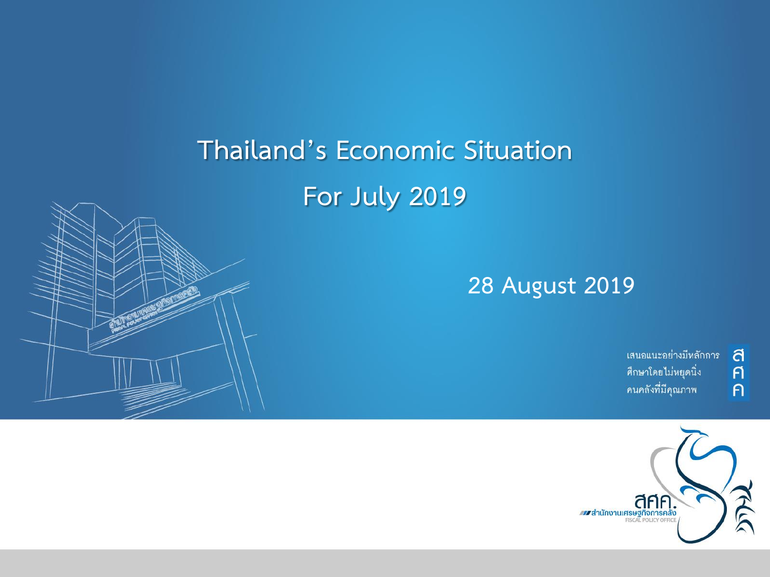# Thailand's Economic Situation

# For July 2019

28 August 2019

เสนอแนะอย่างมีหลักการ
ศึกษาโดยไม่หยุดนิ่ง
คนคลังที่มีคุณภาพ

สศค.
สำนักงานเศรษฐกิจการคลัง
FISCAL POLICY OFFICE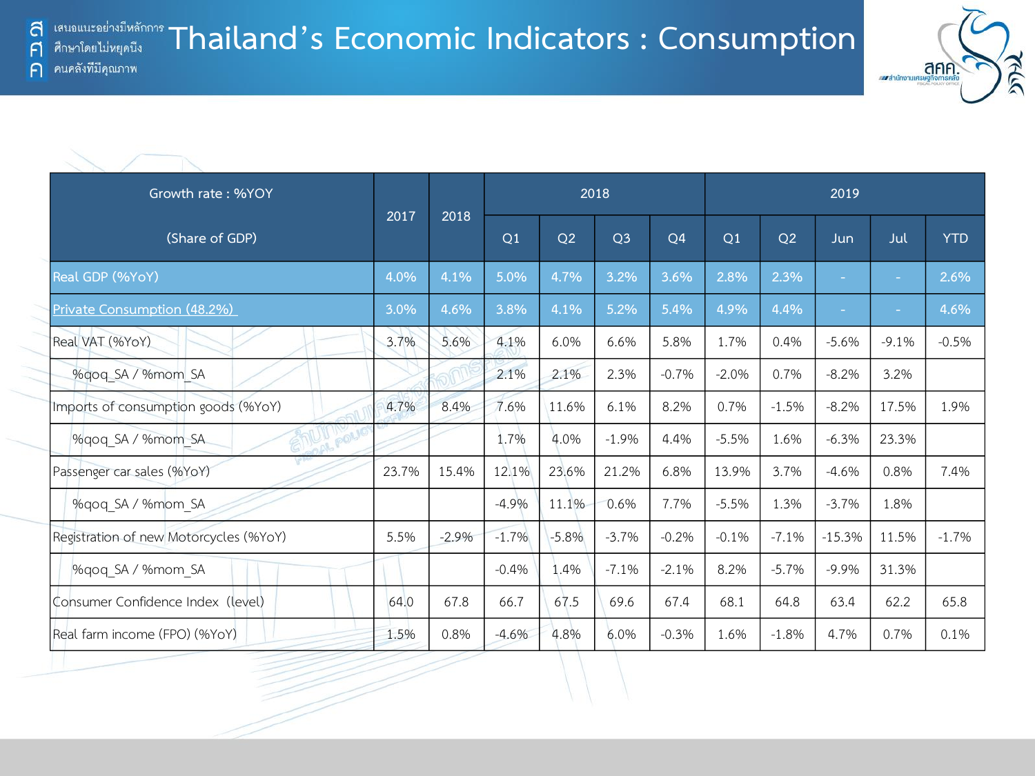# Thailand's Economic Indicators : Consumption

| Growth rate : %YOY (Share of GDP) | 2017 | 2018 | 2018 | | | | 2019 | | | | |
|---|---|---|---|---|---|---|---|---|---|---|---|
| | | | Q1 | Q2 | Q3 | Q4 | Q1 | Q2 | Jun | Jul | YTD |
| Real GDP (%YoY) | 4.0% | 4.1% | 5.0% | 4.7% | 3.2% | 3.6% | 2.8% | 2.3% | - | - | 2.6% |
| Private Consumption (48.2%) | 3.0% | 4.6% | 3.8% | 4.1% | 5.2% | 5.4% | 4.9% | 4.4% | - | - | 4.6% |
| Real VAT (%YoY) | 3.7% | 5.6% | 4.1% | 6.0% | 6.6% | 5.8% | 1.7% | 0.4% | -5.6% | -9.1% | -0.5% |
| %qoq_SA / %mom_SA | | | 2.1% | 2.1% | 2.3% | -0.7% | -2.0% | 0.7% | -8.2% | 3.2% | |
| Imports of consumption goods (%YoY) | 4.7% | 8.4% | 7.6% | 11.6% | 6.1% | 8.2% | 0.7% | -1.5% | -8.2% | 17.5% | 1.9% |
| %qoq_SA / %mom_SA | | | 1.7% | 4.0% | -1.9% | 4.4% | -5.5% | 1.6% | -6.3% | 23.3% | |
| Passenger car sales (%YoY) | 23.7% | 15.4% | 12.1% | 23.6% | 21.2% | 6.8% | 13.9% | 3.7% | -4.6% | 0.8% | 7.4% |
| %qoq_SA / %mom_SA | | | -4.9% | 11.1% | 0.6% | 7.7% | -5.5% | 1.3% | -3.7% | 1.8% | |
| Registration of new Motorcycles (%YoY) | 5.5% | -2.9% | -1.7% | -5.8% | -3.7% | -0.2% | -0.1% | -7.1% | -15.3% | 11.5% | -1.7% |
| %qoq_SA / %mom_SA | | | -0.4% | 1.4% | -7.1% | -2.1% | 8.2% | -5.7% | -9.9% | 31.3% | |
| Consumer Confidence Index (level) | 64.0 | 67.8 | 66.7 | 67.5 | 69.6 | 67.4 | 68.1 | 64.8 | 63.4 | 62.2 | 65.8 |
| Real farm income (FPO) (%YoY) | 1.5% | 0.8% | -4.6% | 4.8% | 6.0% | -0.3% | 1.6% | -1.8% | 4.7% | 0.7% | 0.1% |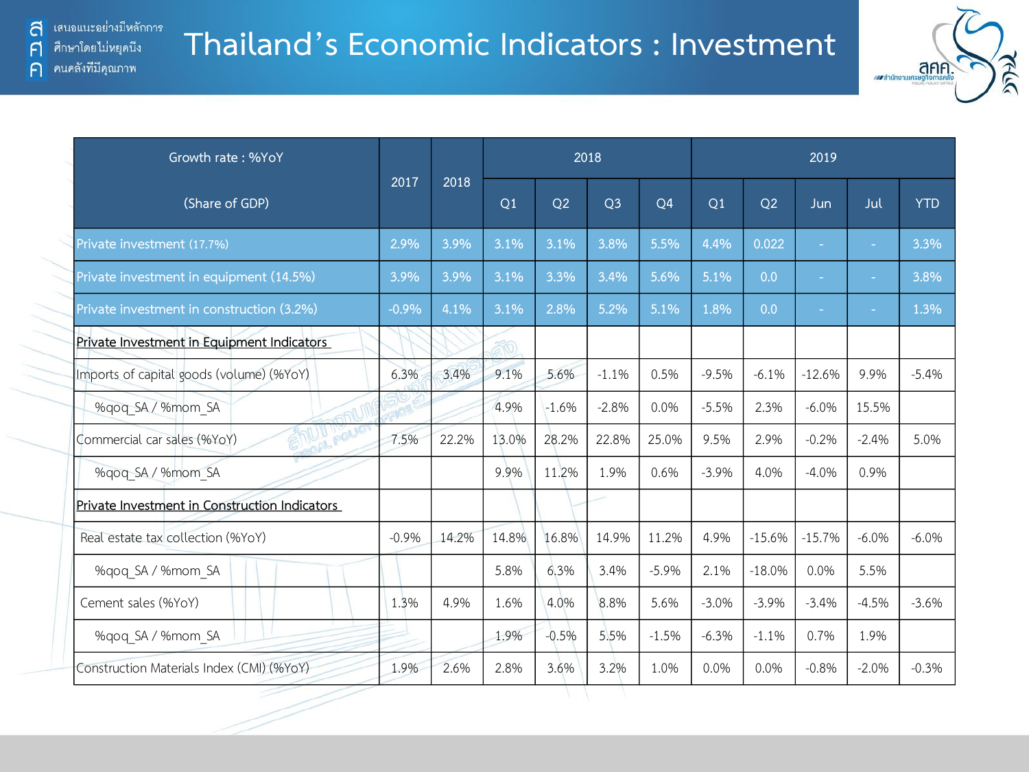# Thailand's Economic Indicators : Investment

| Growth rate : %YoY (Share of GDP) | 2017 | 2018 | 2018 | | | | 2019 | | | | |
|---|---|---|---|---|---|---|---|---|---|---|---|
| | | | Q1 | Q2 | Q3 | Q4 | Q1 | Q2 | Jun | Jul | YTD |
| Private investment (17.7%) | 2.9% | 3.9% | 3.1% | 3.1% | 3.8% | 5.5% | 4.4% | 0.022 | - | - | 3.3% |
| Private investment in equipment (14.5%) | 3.9% | 3.9% | 3.1% | 3.3% | 3.4% | 5.6% | 5.1% | 0.0 | - | - | 3.8% |
| Private investment in construction (3.2%) | -0.9% | 4.1% | 3.1% | 2.8% | 5.2% | 5.1% | 1.8% | 0.0 | - | - | 1.3% |
| Private Investment in Equipment Indicators | | | | | | | | | | | |
| Imports of capital goods (volume) (%YoY) | 6.3% | 3.4% | 9.1% | 5.6% | -1.1% | 0.5% | -9.5% | -6.1% | -12.6% | 9.9% | -5.4% |
| %qoq_SA / %mom_SA | | | 4.9% | -1.6% | -2.8% | 0.0% | -5.5% | 2.3% | -6.0% | 15.5% | |
| Commercial car sales (%YoY) | 7.5% | 22.2% | 13.0% | 28.2% | 22.8% | 25.0% | 9.5% | 2.9% | -0.2% | -2.4% | 5.0% |
| %qoq_SA / %mom_SA | | | 9.9% | 11.2% | 1.9% | 0.6% | -3.9% | 4.0% | -4.0% | 0.9% | |
| Private Investment in Construction Indicators | | | | | | | | | | | |
| Real estate tax collection (%YoY) | -0.9% | 14.2% | 14.8% | 16.8% | 14.9% | 11.2% | 4.9% | -15.6% | -15.7% | -6.0% | -6.0% |
| %qoq_SA / %mom_SA | | | 5.8% | 6.3% | 3.4% | -5.9% | 2.1% | -18.0% | 0.0% | 5.5% | |
| Cement sales (%YoY) | 1.3% | 4.9% | 1.6% | 4.0% | 8.8% | 5.6% | -3.0% | -3.9% | -3.4% | -4.5% | -3.6% |
| %qoq_SA / %mom_SA | | | 1.9% | -0.5% | 5.5% | -1.5% | -6.3% | -1.1% | 0.7% | 1.9% | |
| Construction Materials Index (CMI) (%YoY) | 1.9% | 2.6% | 2.8% | 3.6% | 3.2% | 1.0% | 0.0% | 0.0% | -0.8% | -2.0% | -0.3% |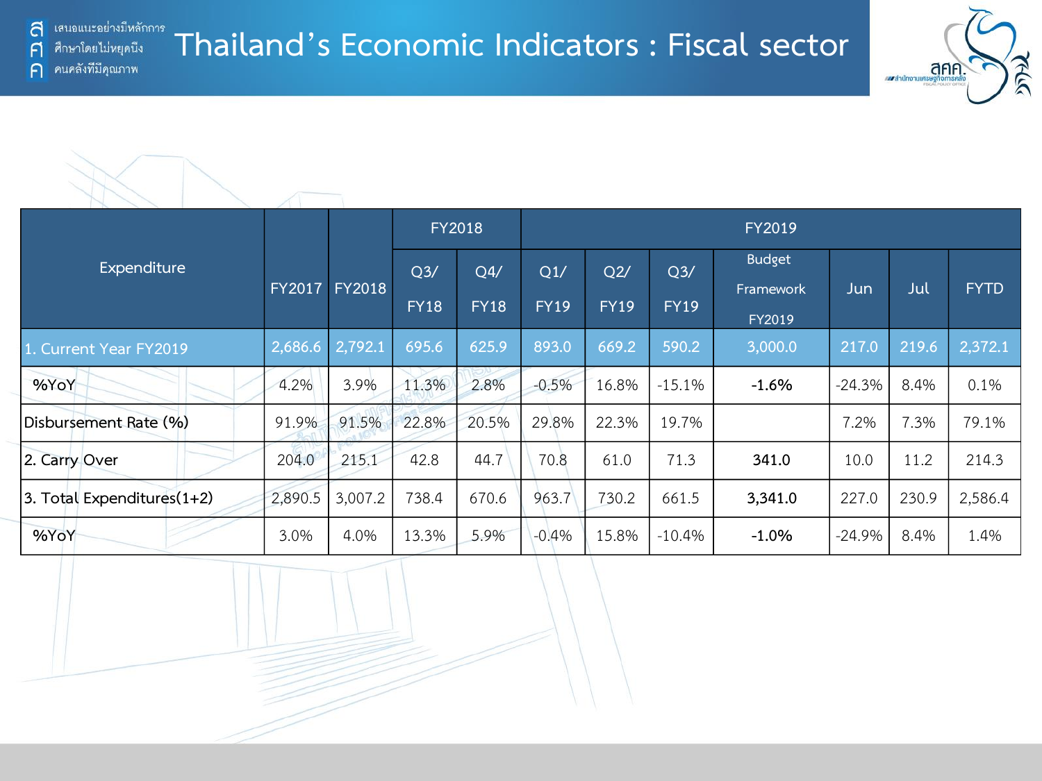# Thailand's Economic Indicators : Fiscal sector

| Expenditure | FY2017 | FY2018 | FY2018 | | FY2019 | | | | | | |
|---|---|---|---|---|---|---|---|---|---|---|---|
| | | | Q3/ FY18 | Q4/ FY18 | Q1/ FY19 | Q2/ FY19 | Q3/ FY19 | Budget Framework FY2019 | Jun | Jul | FYTD |
| 1. Current Year FY2019 | 2,686.6 | 2,792.1 | 695.6 | 625.9 | 893.0 | 669.2 | 590.2 | 3,000.0 | 217.0 | 219.6 | 2,372.1 |
| %YoY | 4.2% | 3.9% | 11.3% | 2.8% | -0.5% | 16.8% | -15.1% | **-1.6%** | -24.3% | 8.4% | 0.1% |
| Disbursement Rate (%) | 91.9% | 91.5% | 22.8% | 20.5% | 29.8% | 22.3% | 19.7% | | 7.2% | 7.3% | 79.1% |
| 2. Carry Over | 204.0 | 215.1 | 42.8 | 44.7 | 70.8 | 61.0 | 71.3 | **341.0** | 10.0 | 11.2 | 214.3 |
| 3. Total Expenditures(1+2) | 2,890.5 | 3,007.2 | 738.4 | 670.6 | 963.7 | 730.2 | 661.5 | **3,341.0** | 227.0 | 230.9 | 2,586.4 |
| %YoY | 3.0% | 4.0% | 13.3% | 5.9% | -0.4% | 15.8% | -10.4% | **-1.0%** | -24.9% | 8.4% | 1.4% |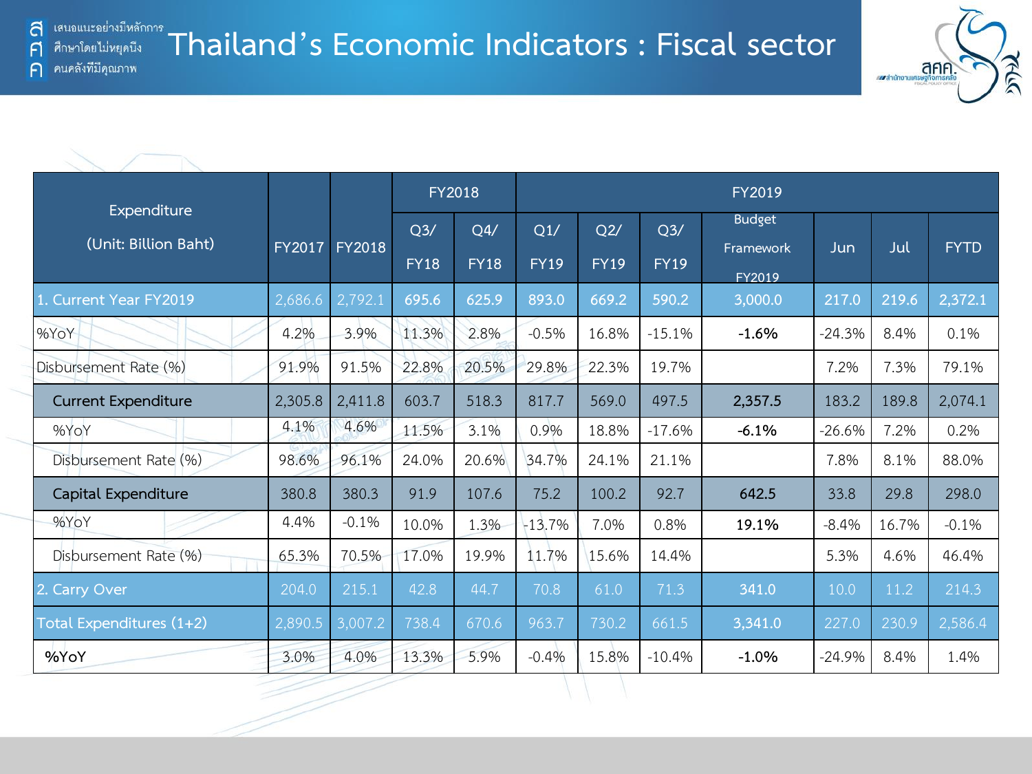# Thailand's Economic Indicators : Fiscal sector

| Expenditure (Unit: Billion Baht) | FY2017 | FY2018 | FY2018 | | FY2019 | | | | | | |
|---|---|---|---|---|---|---|---|---|---|---|---|
| | | | Q3/ FY18 | Q4/ FY18 | Q1/ FY19 | Q2/ FY19 | Q3/ FY19 | Budget Framework FY2019 | Jun | Jul | FYTD |
| 1. Current Year FY2019 | 2,686.6 | 2,792.1 | 695.6 | 625.9 | 893.0 | 669.2 | 590.2 | 3,000.0 | 217.0 | 219.6 | 2,372.1 |
| %YoY | 4.2% | 3.9% | 11.3% | 2.8% | -0.5% | 16.8% | -15.1% | **-1.6%** | -24.3% | 8.4% | 0.1% |
| Disbursement Rate (%) | 91.9% | 91.5% | 22.8% | 20.5% | 29.8% | 22.3% | 19.7% | | 7.2% | 7.3% | 79.1% |
| Current Expenditure | 2,305.8 | 2,411.8 | 603.7 | 518.3 | 817.7 | 569.0 | 497.5 | 2,357.5 | 183.2 | 189.8 | 2,074.1 |
| %YoY | 4.1% | 4.6% | 11.5% | 3.1% | 0.9% | 18.8% | -17.6% | **-6.1%** | -26.6% | 7.2% | 0.2% |
| Disbursement Rate (%) | 98.6% | 96.1% | 24.0% | 20.6% | 34.7% | 24.1% | 21.1% | | 7.8% | 8.1% | 88.0% |
| Capital Expenditure | 380.8 | 380.3 | 91.9 | 107.6 | 75.2 | 100.2 | 92.7 | 642.5 | 33.8 | 29.8 | 298.0 |
| %YoY | 4.4% | -0.1% | 10.0% | 1.3% | -13.7% | 7.0% | 0.8% | **19.1%** | -8.4% | 16.7% | -0.1% |
| Disbursement Rate (%) | 65.3% | 70.5% | 17.0% | 19.9% | 11.7% | 15.6% | 14.4% | | 5.3% | 4.6% | 46.4% |
| 2. Carry Over | 204.0 | 215.1 | 42.8 | 44.7 | 70.8 | 61.0 | 71.3 | 341.0 | 10.0 | 11.2 | 214.3 |
| Total Expenditures (1+2) | 2,890.5 | 3,007.2 | 738.4 | 670.6 | 963.7 | 730.2 | 661.5 | 3,341.0 | 227.0 | 230.9 | 2,586.4 |
| %YoY | 3.0% | 4.0% | 13.3% | 5.9% | -0.4% | 15.8% | -10.4% | **-1.0%** | -24.9% | 8.4% | 1.4% |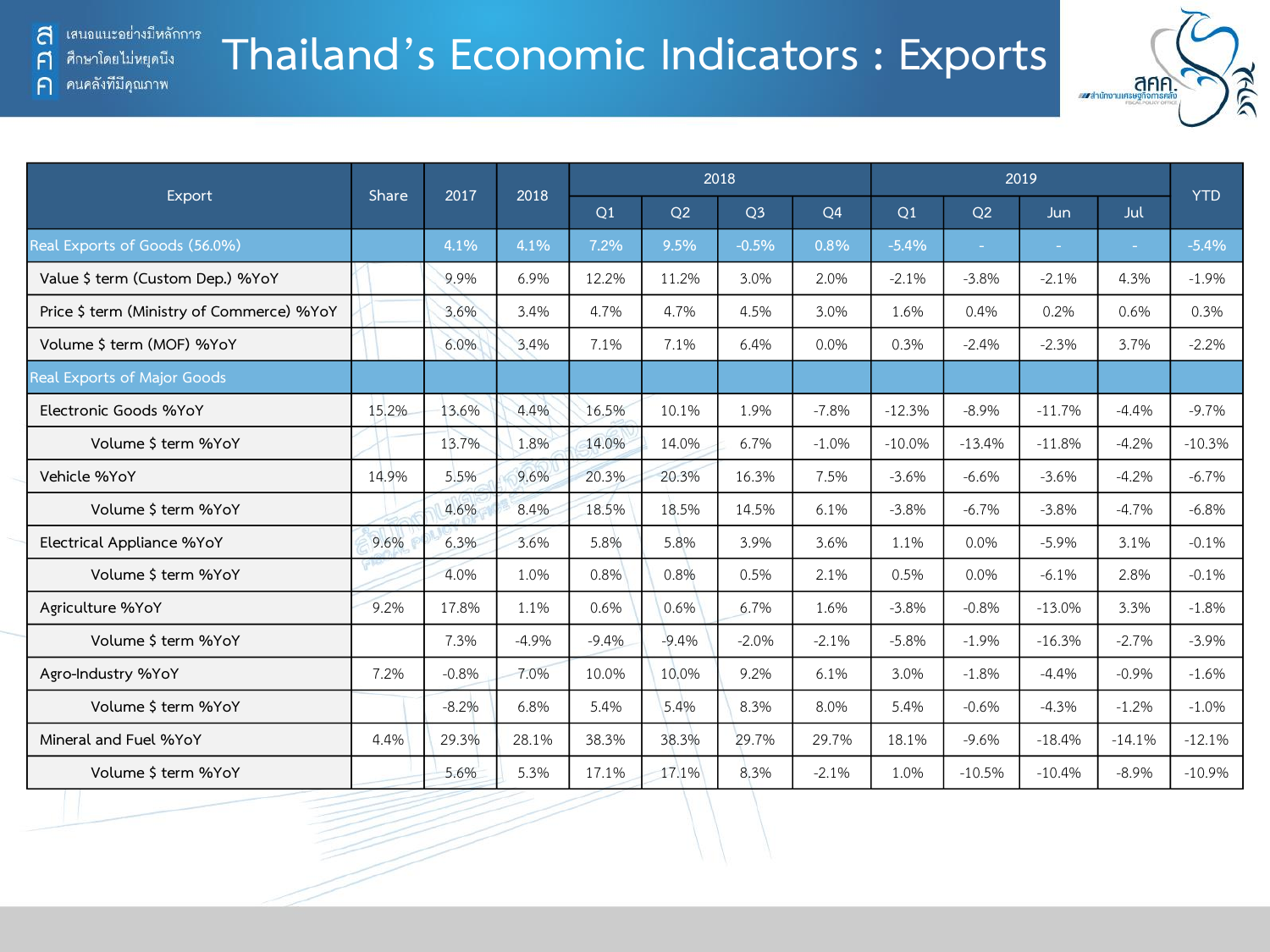# Thailand's Economic Indicators : Exports

| Export | Share | 2017 | 2018 | 2018 | | | | 2019 | | | | YTD |
|---|---|---|---|---|---|---|---|---|---|---|---|---|
| | | | | Q1 | Q2 | Q3 | Q4 | Q1 | Q2 | Jun | Jul | |
| Real Exports of Goods (56.0%) | | 4.1% | 4.1% | 7.2% | 9.5% | -0.5% | 0.8% | -5.4% | - | - | - | -5.4% |
| Value $ term (Custom Dep.) %YoY | | 9.9% | 6.9% | 12.2% | 11.2% | 3.0% | 2.0% | -2.1% | -3.8% | -2.1% | 4.3% | -1.9% |
| Price $ term (Ministry of Commerce) %YoY | | 3.6% | 3.4% | 4.7% | 4.7% | 4.5% | 3.0% | 1.6% | 0.4% | 0.2% | 0.6% | 0.3% |
| Volume $ term (MOF) %YoY | | 6.0% | 3.4% | 7.1% | 7.1% | 6.4% | 0.0% | 0.3% | -2.4% | -2.3% | 3.7% | -2.2% |
| Real Exports of Major Goods | | | | | | | | | | | | |
| Electronic Goods %YoY | 15.2% | 13.6% | 4.4% | 16.5% | 10.1% | 1.9% | -7.8% | -12.3% | -8.9% | -11.7% | -4.4% | -9.7% |
| Volume $ term %YoY | | 13.7% | 1.8% | 14.0% | 14.0% | 6.7% | -1.0% | -10.0% | -13.4% | -11.8% | -4.2% | -10.3% |
| Vehicle %YoY | 14.9% | 5.5% | 9.6% | 20.3% | 20.3% | 16.3% | 7.5% | -3.6% | -6.6% | -3.6% | -4.2% | -6.7% |
| Volume $ term %YoY | | 4.6% | 8.4% | 18.5% | 18.5% | 14.5% | 6.1% | -3.8% | -6.7% | -3.8% | -4.7% | -6.8% |
| Electrical Appliance %YoY | 9.6% | 6.3% | 3.6% | 5.8% | 5.8% | 3.9% | 3.6% | 1.1% | 0.0% | -5.9% | 3.1% | -0.1% |
| Volume $ term %YoY | | 4.0% | 1.0% | 0.8% | 0.8% | 0.5% | 2.1% | 0.5% | 0.0% | -6.1% | 2.8% | -0.1% |
| Agriculture %YoY | 9.2% | 17.8% | 1.1% | 0.6% | 0.6% | 6.7% | 1.6% | -3.8% | -0.8% | -13.0% | 3.3% | -1.8% |
| Volume $ term %YoY | | 7.3% | -4.9% | -9.4% | -9.4% | -2.0% | -2.1% | -5.8% | -1.9% | -16.3% | -2.7% | -3.9% |
| Agro-Industry %YoY | 7.2% | -0.8% | 7.0% | 10.0% | 10.0% | 9.2% | 6.1% | 3.0% | -1.8% | -4.4% | -0.9% | -1.6% |
| Volume $ term %YoY | | -8.2% | 6.8% | 5.4% | 5.4% | 8.3% | 8.0% | 5.4% | -0.6% | -4.3% | -1.2% | -1.0% |
| Mineral and Fuel %YoY | 4.4% | 29.3% | 28.1% | 38.3% | 38.3% | 29.7% | 29.7% | 18.1% | -9.6% | -18.4% | -14.1% | -12.1% |
| Volume $ term %YoY | | 5.6% | 5.3% | 17.1% | 17.1% | 8.3% | -2.1% | 1.0% | -10.5% | -10.4% | -8.9% | -10.9% |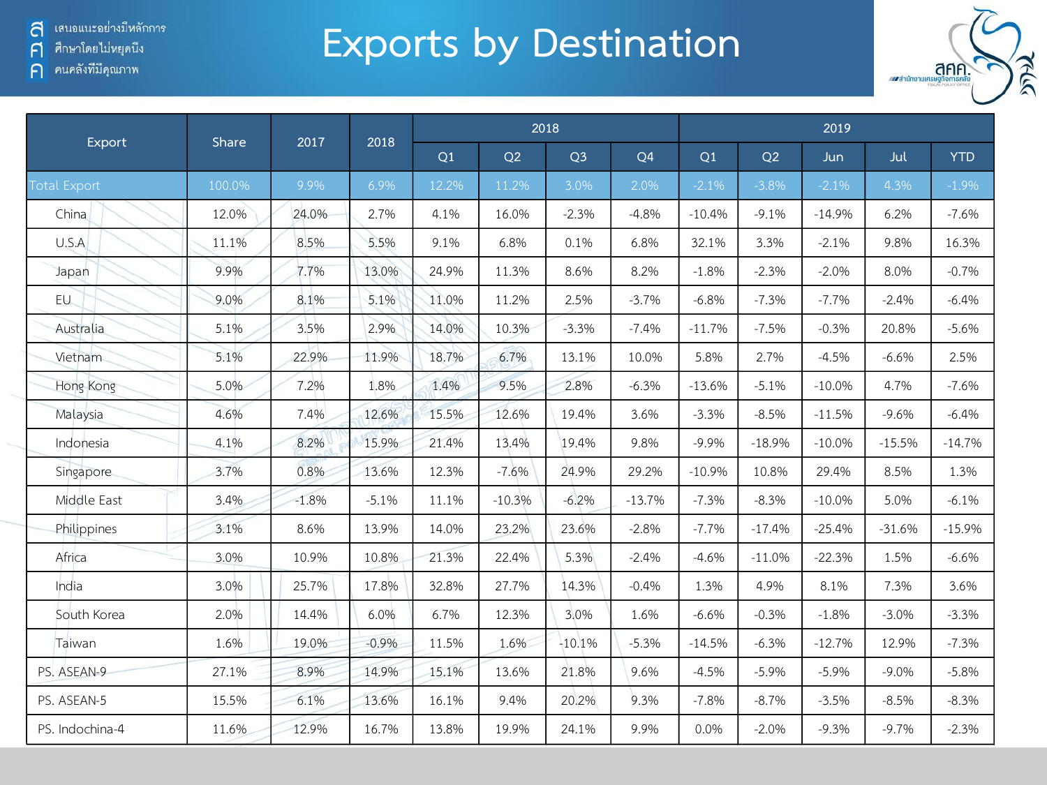# Exports by Destination

| Export | Share | 2017 | 2018 | 2018 | | | | 2019 | | | | |
|---|---|---|---|---|---|---|---|---|---|---|---|---|
| | | | | Q1 | Q2 | Q3 | Q4 | Q1 | Q2 | Jun | Jul | YTD |
| Total Export | 100.0% | 9.9% | 6.9% | 12.2% | 11.2% | 3.0% | 2.0% | -2.1% | -3.8% | -2.1% | 4.3% | -1.9% |
| China | 12.0% | 24.0% | 2.7% | 4.1% | 16.0% | -2.3% | -4.8% | -10.4% | -9.1% | -14.9% | 6.2% | -7.6% |
| U.S.A | 11.1% | 8.5% | 5.5% | 9.1% | 6.8% | 0.1% | 6.8% | 32.1% | 3.3% | -2.1% | 9.8% | 16.3% |
| Japan | 9.9% | 7.7% | 13.0% | 24.9% | 11.3% | 8.6% | 8.2% | -1.8% | -2.3% | -2.0% | 8.0% | -0.7% |
| EU | 9.0% | 8.1% | 5.1% | 11.0% | 11.2% | 2.5% | -3.7% | -6.8% | -7.3% | -7.7% | -2.4% | -6.4% |
| Australia | 5.1% | 3.5% | 2.9% | 14.0% | 10.3% | -3.3% | -7.4% | -11.7% | -7.5% | -0.3% | 20.8% | -5.6% |
| Vietnam | 5.1% | 22.9% | 11.9% | 18.7% | 6.7% | 13.1% | 10.0% | 5.8% | 2.7% | -4.5% | -6.6% | 2.5% |
| Hong Kong | 5.0% | 7.2% | 1.8% | 1.4% | 9.5% | 2.8% | -6.3% | -13.6% | -5.1% | -10.0% | 4.7% | -7.6% |
| Malaysia | 4.6% | 7.4% | 12.6% | 15.5% | 12.6% | 19.4% | 3.6% | -3.3% | -8.5% | -11.5% | -9.6% | -6.4% |
| Indonesia | 4.1% | 8.2% | 15.9% | 21.4% | 13.4% | 19.4% | 9.8% | -9.9% | -18.9% | -10.0% | -15.5% | -14.7% |
| Singapore | 3.7% | 0.8% | 13.6% | 12.3% | -7.6% | 24.9% | 29.2% | -10.9% | 10.8% | 29.4% | 8.5% | 1.3% |
| Middle East | 3.4% | -1.8% | -5.1% | 11.1% | -10.3% | -6.2% | -13.7% | -7.3% | -8.3% | -10.0% | 5.0% | -6.1% |
| Philippines | 3.1% | 8.6% | 13.9% | 14.0% | 23.2% | 23.6% | -2.8% | -7.7% | -17.4% | -25.4% | -31.6% | -15.9% |
| Africa | 3.0% | 10.9% | 10.8% | 21.3% | 22.4% | 5.3% | -2.4% | -4.6% | -11.0% | -22.3% | 1.5% | -6.6% |
| India | 3.0% | 25.7% | 17.8% | 32.8% | 27.7% | 14.3% | -0.4% | 1.3% | 4.9% | 8.1% | 7.3% | 3.6% |
| South Korea | 2.0% | 14.4% | 6.0% | 6.7% | 12.3% | 3.0% | 1.6% | -6.6% | -0.3% | -1.8% | -3.0% | -3.3% |
| Taiwan | 1.6% | 19.0% | -0.9% | 11.5% | 1.6% | -10.1% | -5.3% | -14.5% | -6.3% | -12.7% | 12.9% | -7.3% |
| PS. ASEAN-9 | 27.1% | 8.9% | 14.9% | 15.1% | 13.6% | 21.8% | 9.6% | -4.5% | -5.9% | -5.9% | -9.0% | -5.8% |
| PS. ASEAN-5 | 15.5% | 6.1% | 13.6% | 16.1% | 9.4% | 20.2% | 9.3% | -7.8% | -8.7% | -3.5% | -8.5% | -8.3% |
| PS. Indochina-4 | 11.6% | 12.9% | 16.7% | 13.8% | 19.9% | 24.1% | 9.9% | 0.0% | -2.0% | -9.3% | -9.7% | -2.3% |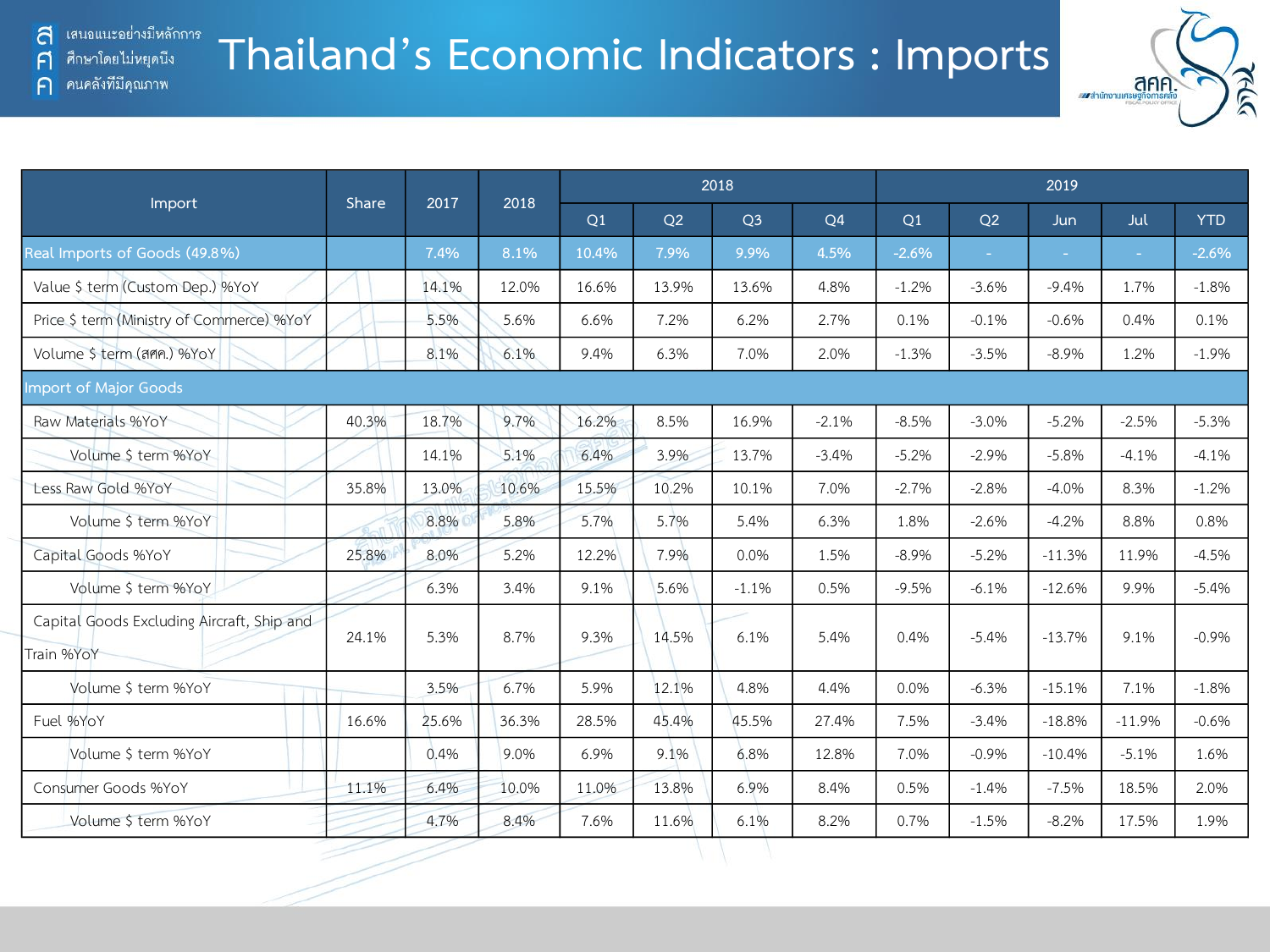# Thailand's Economic Indicators : Imports

| Import | Share | 2017 | 2018 | 2018 | | | | 2019 | | | | |
|---|---|---|---|---|---|---|---|---|---|---|---|---|
| | | | | Q1 | Q2 | Q3 | Q4 | Q1 | Q2 | Jun | Jul | YTD |
| Real Imports of Goods (49.8%) | | 7.4% | 8.1% | 10.4% | 7.9% | 9.9% | 4.5% | -2.6% | - | - | - | -2.6% |
| Value $ term (Custom Dep.) %YoY | | 14.1% | 12.0% | 16.6% | 13.9% | 13.6% | 4.8% | -1.2% | -3.6% | -9.4% | 1.7% | -1.8% |
| Price $ term (Ministry of Commerce) %YoY | | 5.5% | 5.6% | 6.6% | 7.2% | 6.2% | 2.7% | 0.1% | -0.1% | -0.6% | 0.4% | 0.1% |
| Volume $ term (สศค.) %YoY | | 8.1% | 6.1% | 9.4% | 6.3% | 7.0% | 2.0% | -1.3% | -3.5% | -8.9% | 1.2% | -1.9% |
| Import of Major Goods | | | | | | | | | | | | |
| Raw Materials %YoY | 40.3% | 18.7% | 9.7% | 16.2% | 8.5% | 16.9% | -2.1% | -8.5% | -3.0% | -5.2% | -2.5% | -5.3% |
| Volume $ term %YoY | | 14.1% | 5.1% | 6.4% | 3.9% | 13.7% | -3.4% | -5.2% | -2.9% | -5.8% | -4.1% | -4.1% |
| Less Raw Gold %YoY | 35.8% | 13.0% | 10.6% | 15.5% | 10.2% | 10.1% | 7.0% | -2.7% | -2.8% | -4.0% | 8.3% | -1.2% |
| Volume $ term %YoY | | 8.8% | 5.8% | 5.7% | 5.7% | 5.4% | 6.3% | 1.8% | -2.6% | -4.2% | 8.8% | 0.8% |
| Capital Goods %YoY | 25.8% | 8.0% | 5.2% | 12.2% | 7.9% | 0.0% | 1.5% | -8.9% | -5.2% | -11.3% | 11.9% | -4.5% |
| Volume $ term %YoY | | 6.3% | 3.4% | 9.1% | 5.6% | -1.1% | 0.5% | -9.5% | -6.1% | -12.6% | 9.9% | -5.4% |
| Capital Goods Excluding Aircraft, Ship and Train %YoY | 24.1% | 5.3% | 8.7% | 9.3% | 14.5% | 6.1% | 5.4% | 0.4% | -5.4% | -13.7% | 9.1% | -0.9% |
| Volume $ term %YoY | | 3.5% | 6.7% | 5.9% | 12.1% | 4.8% | 4.4% | 0.0% | -6.3% | -15.1% | 7.1% | -1.8% |
| Fuel %YoY | 16.6% | 25.6% | 36.3% | 28.5% | 45.4% | 45.5% | 27.4% | 7.5% | -3.4% | -18.8% | -11.9% | -0.6% |
| Volume $ term %YoY | | 0.4% | 9.0% | 6.9% | 9.1% | 6.8% | 12.8% | 7.0% | -0.9% | -10.4% | -5.1% | 1.6% |
| Consumer Goods %YoY | 11.1% | 6.4% | 10.0% | 11.0% | 13.8% | 6.9% | 8.4% | 0.5% | -1.4% | -7.5% | 18.5% | 2.0% |
| Volume $ term %YoY | | 4.7% | 8.4% | 7.6% | 11.6% | 6.1% | 8.2% | 0.7% | -1.5% | -8.2% | 17.5% | 1.9% |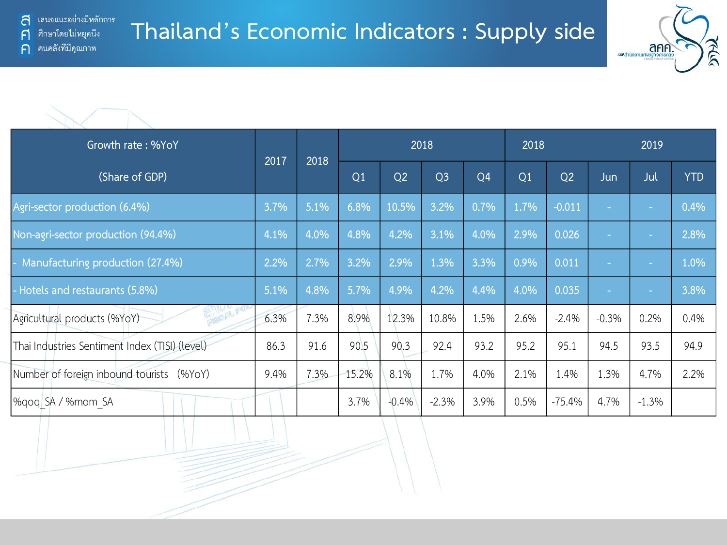# Thailand's Economic Indicators : Supply side

| Growth rate : %YoY (Share of GDP) | 2017 | 2018 | 2018 | | | | 2018 | 2019 | | | |
|---|---|---|---|---|---|---|---|---|---|---|---|
| | | | Q1 | Q2 | Q3 | Q4 | Q1 | Q2 | Jun | Jul | YTD |
| Agri-sector production (6.4%) | 3.7% | 5.1% | 6.8% | 10.5% | 3.2% | 0.7% | 1.7% | -0.011 | - | - | 0.4% |
| Non-agri-sector production (94.4%) | 4.1% | 4.0% | 4.8% | 4.2% | 3.1% | 4.0% | 2.9% | 0.026 | - | - | 2.8% |
| - Manufacturing production (27.4%) | 2.2% | 2.7% | 3.2% | 2.9% | 1.3% | 3.3% | 0.9% | 0.011 | - | - | 1.0% |
| - Hotels and restaurants (5.8%) | 5.1% | 4.8% | 5.7% | 4.9% | 4.2% | 4.4% | 4.0% | 0.035 | - | - | 3.8% |
| Agricultural products (%YoY) | 6.3% | 7.3% | 8.9% | 12.3% | 10.8% | 1.5% | 2.6% | -2.4% | -0.3% | 0.2% | 0.4% |
| Thai Industries Sentiment Index (TISI) (level) | 86.3 | 91.6 | 90.5 | 90.3 | 92.4 | 93.2 | 95.2 | 95.1 | 94.5 | 93.5 | 94.9 |
| Number of foreign inbound tourists (%YoY) | 9.4% | 7.3% | 15.2% | 8.1% | 1.7% | 4.0% | 2.1% | 1.4% | 1.3% | 4.7% | 2.2% |
| %qoq_SA / %mom_SA | | | 3.7% | -0.4% | -2.3% | 3.9% | 0.5% | -75.4% | 4.7% | -1.3% | |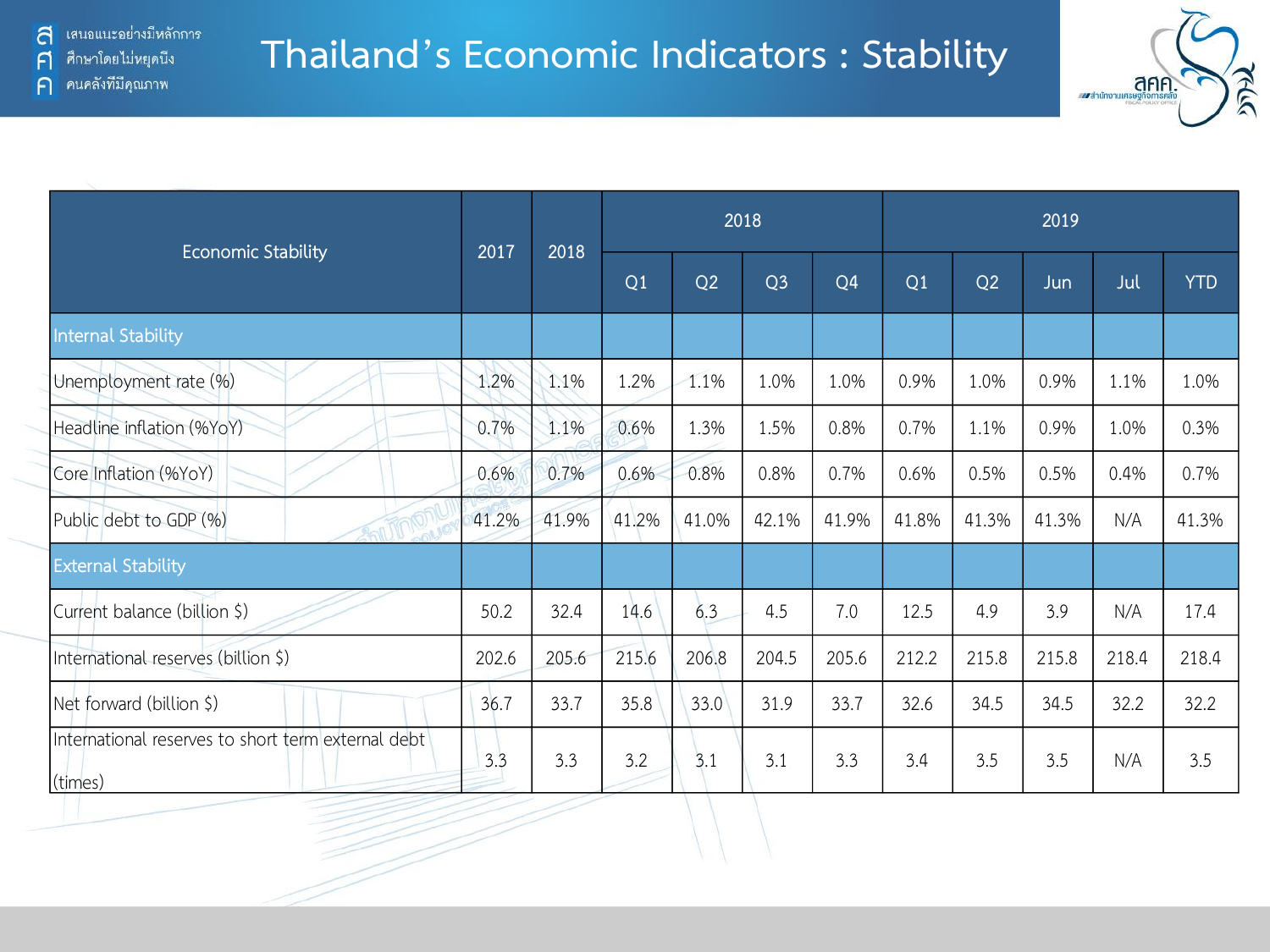# Thailand's Economic Indicators : Stability

| Economic Stability | 2017 | 2018 | 2018 | | | | 2019 | | | | |
|---|---|---|---|---|---|---|---|---|---|---|---|
| | | | Q1 | Q2 | Q3 | Q4 | Q1 | Q2 | Jun | Jul | YTD |
| **Internal Stability** | | | | | | | | | | | |
| Unemployment rate (%) | 1.2% | 1.1% | 1.2% | 1.1% | 1.0% | 1.0% | 0.9% | 1.0% | 0.9% | 1.1% | 1.0% |
| Headline inflation (%YoY) | 0.7% | 1.1% | 0.6% | 1.3% | 1.5% | 0.8% | 0.7% | 1.1% | 0.9% | 1.0% | 0.3% |
| Core Inflation (%YoY) | 0.6% | 0.7% | 0.6% | 0.8% | 0.8% | 0.7% | 0.6% | 0.5% | 0.5% | 0.4% | 0.7% |
| Public debt to GDP (%) | 41.2% | 41.9% | 41.2% | 41.0% | 42.1% | 41.9% | 41.8% | 41.3% | 41.3% | N/A | 41.3% |
| **External Stability** | | | | | | | | | | | |
| Current balance (billion $) | 50.2 | 32.4 | 14.6 | 6.3 | 4.5 | 7.0 | 12.5 | 4.9 | 3.9 | N/A | 17.4 |
| International reserves (billion $) | 202.6 | 205.6 | 215.6 | 206.8 | 204.5 | 205.6 | 212.2 | 215.8 | 215.8 | 218.4 | 218.4 |
| Net forward (billion $) | 36.7 | 33.7 | 35.8 | 33.0 | 31.9 | 33.7 | 32.6 | 34.5 | 34.5 | 32.2 | 32.2 |
| International reserves to short term external debt (times) | 3.3 | 3.3 | 3.2 | 3.1 | 3.1 | 3.3 | 3.4 | 3.5 | 3.5 | N/A | 3.5 |